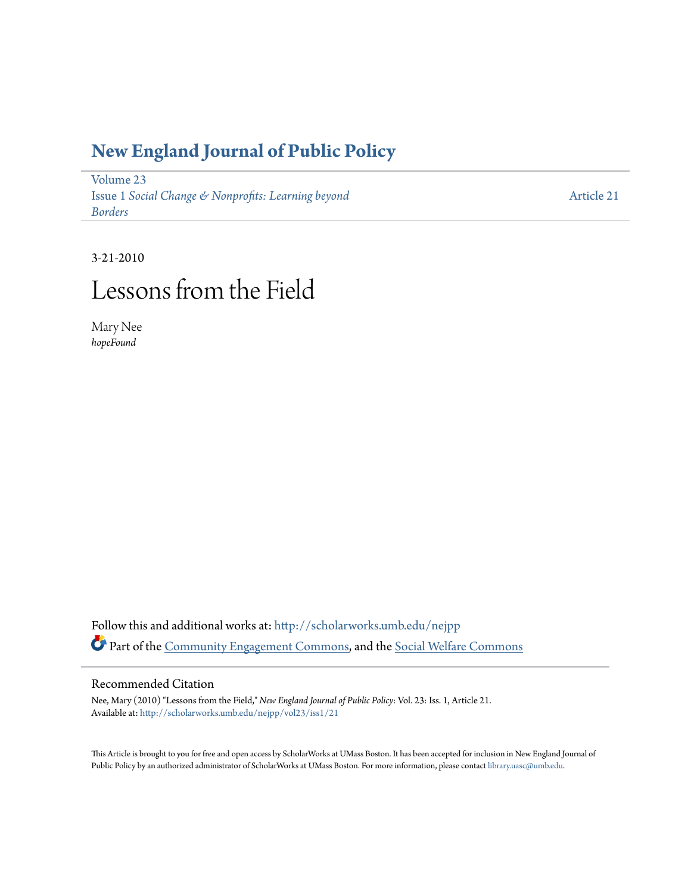# New England Journal of Public Policy

Volume 23
Issue 1 *Social Change & Nonprofits: Learning beyond Borders*

Article 21

3-21-2010

# Lessons from the Field

Mary Nee
*hopeFound*

Follow this and additional works at: http://scholarworks.umb.edu/nejpp

Part of the Community Engagement Commons, and the Social Welfare Commons

## Recommended Citation

Nee, Mary (2010) "Lessons from the Field," *New England Journal of Public Policy*: Vol. 23: Iss. 1, Article 21.
Available at: http://scholarworks.umb.edu/nejpp/vol23/iss1/21

This Article is brought to you for free and open access by ScholarWorks at UMass Boston. It has been accepted for inclusion in New England Journal of Public Policy by an authorized administrator of ScholarWorks at UMass Boston. For more information, please contact library.uasc@umb.edu.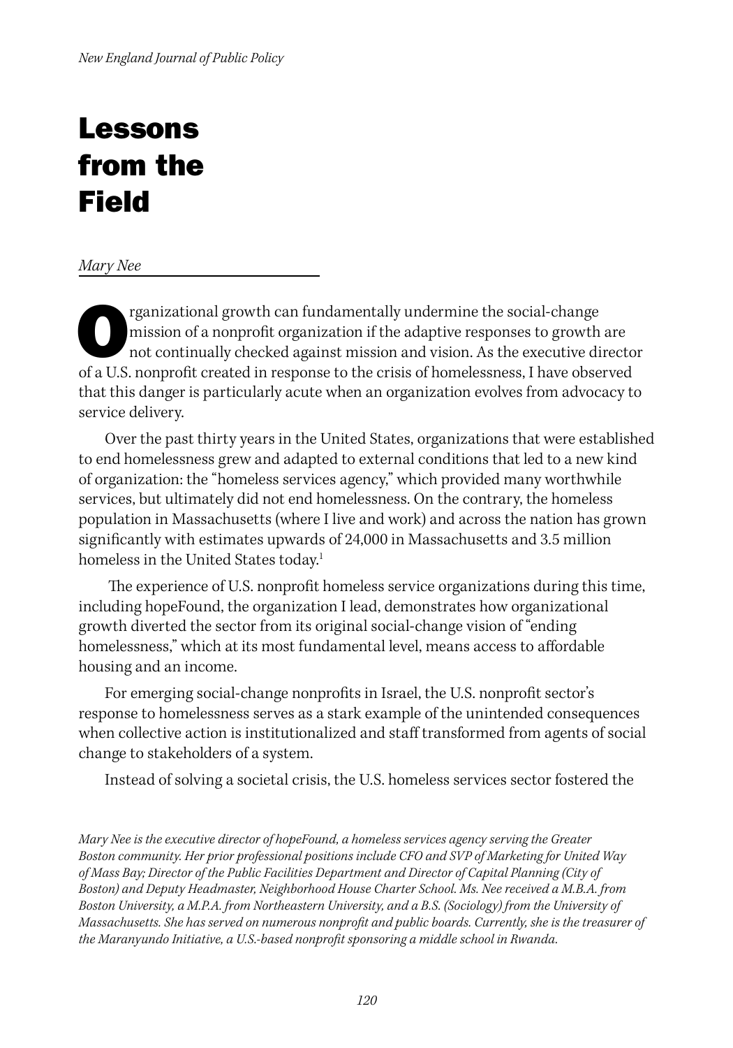# Lessons from the Field

*Mary Nee*

Organizational growth can fundamentally undermine the social-change mission of a nonprofit organization if the adaptive responses to growth are not continually checked against mission and vision. As the executive director of a U.S. nonprofit created in response to the crisis of homelessness, I have observed that this danger is particularly acute when an organization evolves from advocacy to service delivery.

Over the past thirty years in the United States, organizations that were established to end homelessness grew and adapted to external conditions that led to a new kind of organization: the "homeless services agency," which provided many worthwhile services, but ultimately did not end homelessness. On the contrary, the homeless population in Massachusetts (where I live and work) and across the nation has grown significantly with estimates upwards of 24,000 in Massachusetts and 3.5 million homeless in the United States today.[1]

The experience of U.S. nonprofit homeless service organizations during this time, including hopeFound, the organization I lead, demonstrates how organizational growth diverted the sector from its original social-change vision of "ending homelessness," which at its most fundamental level, means access to affordable housing and an income.

For emerging social-change nonprofits in Israel, the U.S. nonprofit sector's response to homelessness serves as a stark example of the unintended consequences when collective action is institutionalized and staff transformed from agents of social change to stakeholders of a system.

Instead of solving a societal crisis, the U.S. homeless services sector fostered the

*Mary Nee is the executive director of hopeFound, a homeless services agency serving the Greater Boston community. Her prior professional positions include CFO and SVP of Marketing for United Way of Mass Bay; Director of the Public Facilities Department and Director of Capital Planning (City of Boston) and Deputy Headmaster, Neighborhood House Charter School. Ms. Nee received a M.B.A. from Boston University, a M.P.A. from Northeastern University, and a B.S. (Sociology) from the University of Massachusetts. She has served on numerous nonprofit and public boards. Currently, she is the treasurer of the Maranyundo Initiative, a U.S.-based nonprofit sponsoring a middle school in Rwanda.*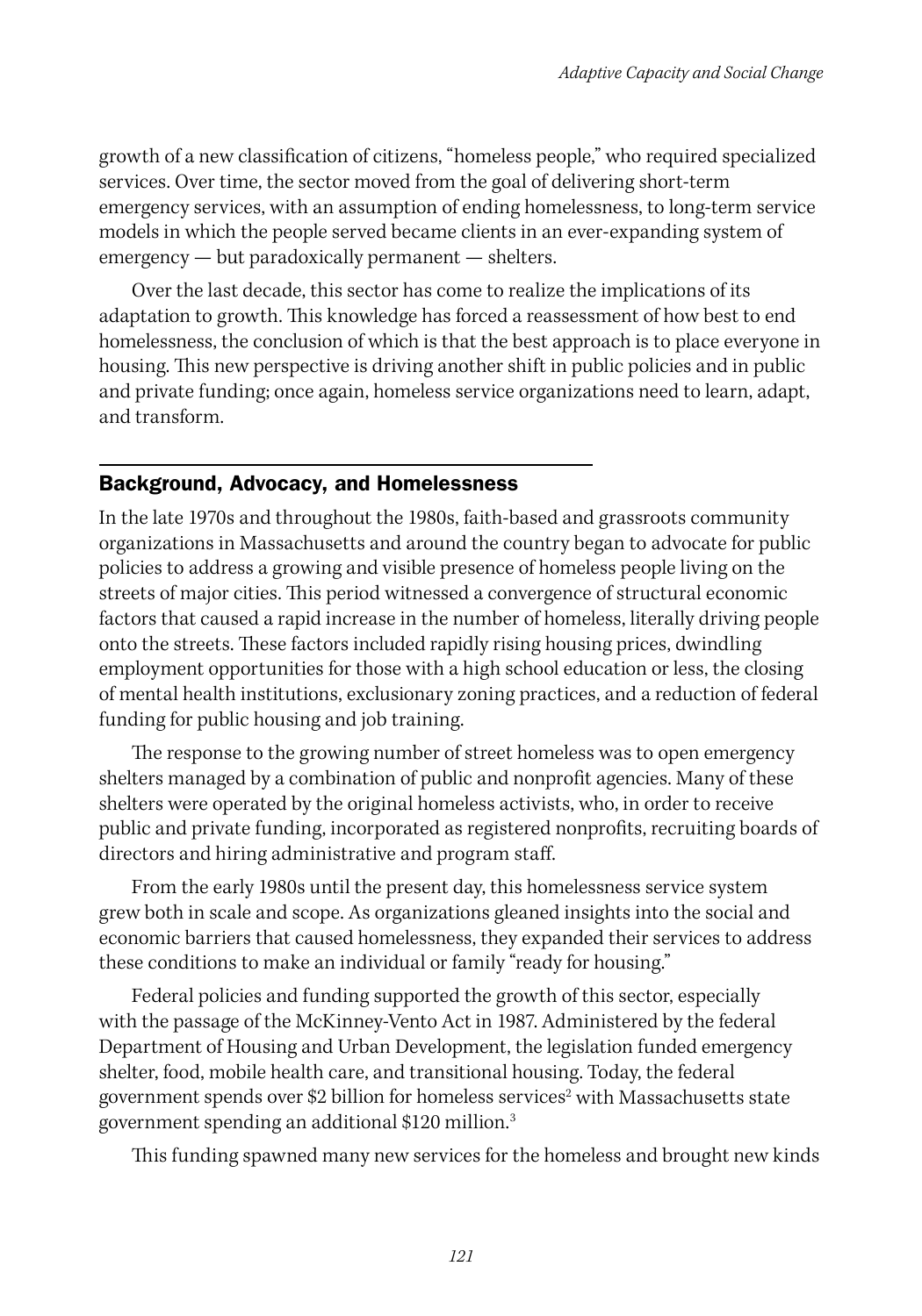growth of a new classification of citizens, "homeless people," who required specialized services. Over time, the sector moved from the goal of delivering short-term emergency services, with an assumption of ending homelessness, to long-term service models in which the people served became clients in an ever-expanding system of emergency — but paradoxically permanent — shelters.

Over the last decade, this sector has come to realize the implications of its adaptation to growth. This knowledge has forced a reassessment of how best to end homelessness, the conclusion of which is that the best approach is to place everyone in housing. This new perspective is driving another shift in public policies and in public and private funding; once again, homeless service organizations need to learn, adapt, and transform.

## Background, Advocacy, and Homelessness

In the late 1970s and throughout the 1980s, faith-based and grassroots community organizations in Massachusetts and around the country began to advocate for public policies to address a growing and visible presence of homeless people living on the streets of major cities. This period witnessed a convergence of structural economic factors that caused a rapid increase in the number of homeless, literally driving people onto the streets. These factors included rapidly rising housing prices, dwindling employment opportunities for those with a high school education or less, the closing of mental health institutions, exclusionary zoning practices, and a reduction of federal funding for public housing and job training.

The response to the growing number of street homeless was to open emergency shelters managed by a combination of public and nonprofit agencies. Many of these shelters were operated by the original homeless activists, who, in order to receive public and private funding, incorporated as registered nonprofits, recruiting boards of directors and hiring administrative and program staff.

From the early 1980s until the present day, this homelessness service system grew both in scale and scope. As organizations gleaned insights into the social and economic barriers that caused homelessness, they expanded their services to address these conditions to make an individual or family "ready for housing."

Federal policies and funding supported the growth of this sector, especially with the passage of the McKinney-Vento Act in 1987. Administered by the federal Department of Housing and Urban Development, the legislation funded emergency shelter, food, mobile health care, and transitional housing. Today, the federal government spends over $2 billion for homeless services[2] with Massachusetts state government spending an additional $120 million.[3]

This funding spawned many new services for the homeless and brought new kinds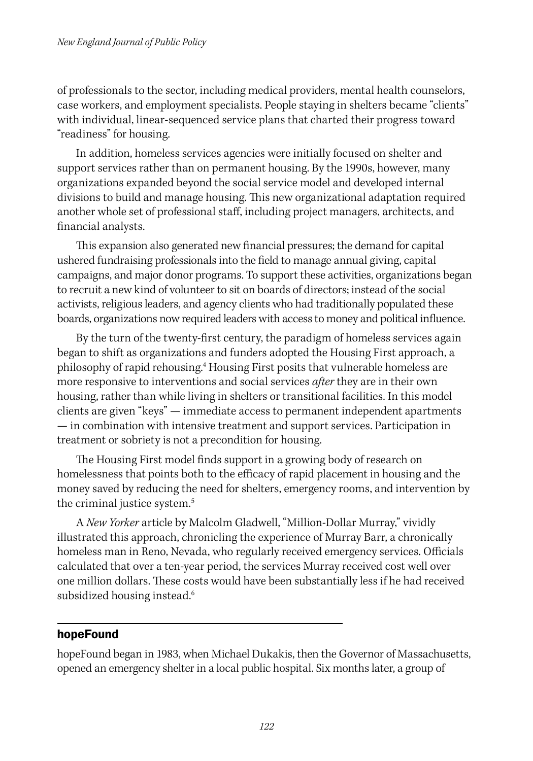of professionals to the sector, including medical providers, mental health counselors, case workers, and employment specialists. People staying in shelters became "clients" with individual, linear-sequenced service plans that charted their progress toward "readiness" for housing.

In addition, homeless services agencies were initially focused on shelter and support services rather than on permanent housing. By the 1990s, however, many organizations expanded beyond the social service model and developed internal divisions to build and manage housing. This new organizational adaptation required another whole set of professional staff, including project managers, architects, and financial analysts.

This expansion also generated new financial pressures; the demand for capital ushered fundraising professionals into the field to manage annual giving, capital campaigns, and major donor programs. To support these activities, organizations began to recruit a new kind of volunteer to sit on boards of directors; instead of the social activists, religious leaders, and agency clients who had traditionally populated these boards, organizations now required leaders with access to money and political influence.

By the turn of the twenty-first century, the paradigm of homeless services again began to shift as organizations and funders adopted the Housing First approach, a philosophy of rapid rehousing.[4] Housing First posits that vulnerable homeless are more responsive to interventions and social services *after* they are in their own housing, rather than while living in shelters or transitional facilities. In this model clients are given "keys" — immediate access to permanent independent apartments — in combination with intensive treatment and support services. Participation in treatment or sobriety is not a precondition for housing.

The Housing First model finds support in a growing body of research on homelessness that points both to the efficacy of rapid placement in housing and the money saved by reducing the need for shelters, emergency rooms, and intervention by the criminal justice system.[5]

A *New Yorker* article by Malcolm Gladwell, "Million-Dollar Murray," vividly illustrated this approach, chronicling the experience of Murray Barr, a chronically homeless man in Reno, Nevada, who regularly received emergency services. Officials calculated that over a ten-year period, the services Murray received cost well over one million dollars. These costs would have been substantially less if he had received subsidized housing instead.[6]

## hopeFound

hopeFound began in 1983, when Michael Dukakis, then the Governor of Massachusetts, opened an emergency shelter in a local public hospital. Six months later, a group of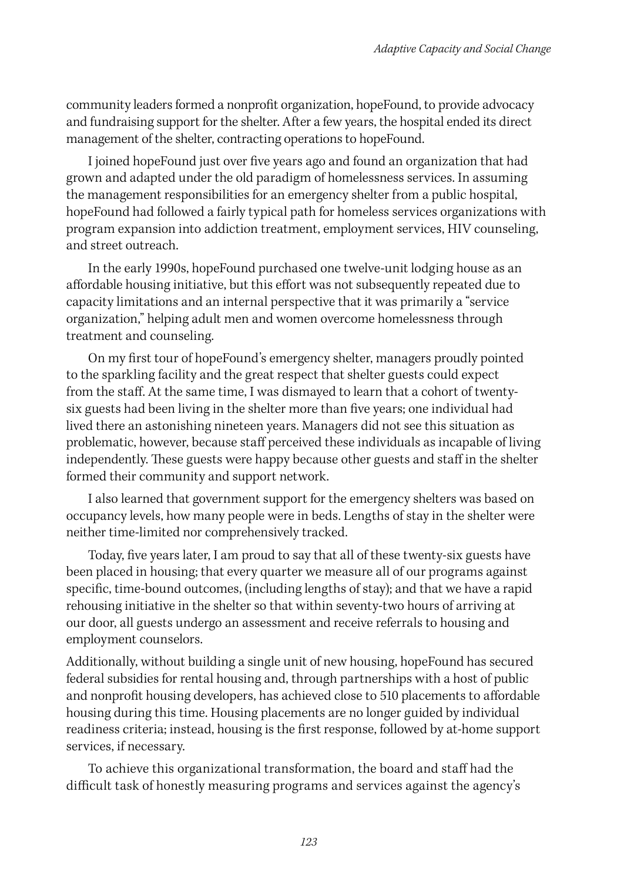community leaders formed a nonprofit organization, hopeFound, to provide advocacy and fundraising support for the shelter. After a few years, the hospital ended its direct management of the shelter, contracting operations to hopeFound.

I joined hopeFound just over five years ago and found an organization that had grown and adapted under the old paradigm of homelessness services. In assuming the management responsibilities for an emergency shelter from a public hospital, hopeFound had followed a fairly typical path for homeless services organizations with program expansion into addiction treatment, employment services, HIV counseling, and street outreach.

In the early 1990s, hopeFound purchased one twelve-unit lodging house as an affordable housing initiative, but this effort was not subsequently repeated due to capacity limitations and an internal perspective that it was primarily a "service organization," helping adult men and women overcome homelessness through treatment and counseling.

On my first tour of hopeFound's emergency shelter, managers proudly pointed to the sparkling facility and the great respect that shelter guests could expect from the staff. At the same time, I was dismayed to learn that a cohort of twenty-six guests had been living in the shelter more than five years; one individual had lived there an astonishing nineteen years. Managers did not see this situation as problematic, however, because staff perceived these individuals as incapable of living independently. These guests were happy because other guests and staff in the shelter formed their community and support network.

I also learned that government support for the emergency shelters was based on occupancy levels, how many people were in beds. Lengths of stay in the shelter were neither time-limited nor comprehensively tracked.

Today, five years later, I am proud to say that all of these twenty-six guests have been placed in housing; that every quarter we measure all of our programs against specific, time-bound outcomes, (including lengths of stay); and that we have a rapid rehousing initiative in the shelter so that within seventy-two hours of arriving at our door, all guests undergo an assessment and receive referrals to housing and employment counselors.

Additionally, without building a single unit of new housing, hopeFound has secured federal subsidies for rental housing and, through partnerships with a host of public and nonprofit housing developers, has achieved close to 510 placements to affordable housing during this time. Housing placements are no longer guided by individual readiness criteria; instead, housing is the first response, followed by at-home support services, if necessary.

To achieve this organizational transformation, the board and staff had the difficult task of honestly measuring programs and services against the agency's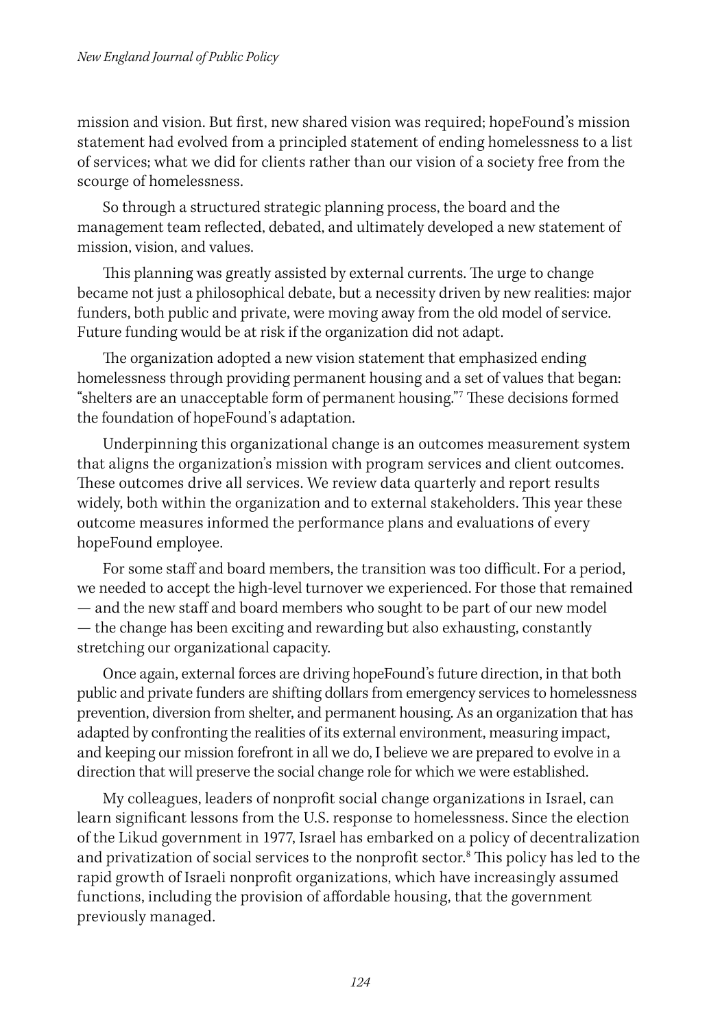mission and vision. But first, new shared vision was required; hopeFound's mission statement had evolved from a principled statement of ending homelessness to a list of services; what we did for clients rather than our vision of a society free from the scourge of homelessness.

So through a structured strategic planning process, the board and the management team reflected, debated, and ultimately developed a new statement of mission, vision, and values.

This planning was greatly assisted by external currents. The urge to change became not just a philosophical debate, but a necessity driven by new realities: major funders, both public and private, were moving away from the old model of service. Future funding would be at risk if the organization did not adapt.

The organization adopted a new vision statement that emphasized ending homelessness through providing permanent housing and a set of values that began: "shelters are an unacceptable form of permanent housing."[7] These decisions formed the foundation of hopeFound's adaptation.

Underpinning this organizational change is an outcomes measurement system that aligns the organization's mission with program services and client outcomes. These outcomes drive all services. We review data quarterly and report results widely, both within the organization and to external stakeholders. This year these outcome measures informed the performance plans and evaluations of every hopeFound employee.

For some staff and board members, the transition was too difficult. For a period, we needed to accept the high-level turnover we experienced. For those that remained — and the new staff and board members who sought to be part of our new model — the change has been exciting and rewarding but also exhausting, constantly stretching our organizational capacity.

Once again, external forces are driving hopeFound's future direction, in that both public and private funders are shifting dollars from emergency services to homelessness prevention, diversion from shelter, and permanent housing. As an organization that has adapted by confronting the realities of its external environment, measuring impact, and keeping our mission forefront in all we do, I believe we are prepared to evolve in a direction that will preserve the social change role for which we were established.

My colleagues, leaders of nonprofit social change organizations in Israel, can learn significant lessons from the U.S. response to homelessness. Since the election of the Likud government in 1977, Israel has embarked on a policy of decentralization and privatization of social services to the nonprofit sector.[8] This policy has led to the rapid growth of Israeli nonprofit organizations, which have increasingly assumed functions, including the provision of affordable housing, that the government previously managed.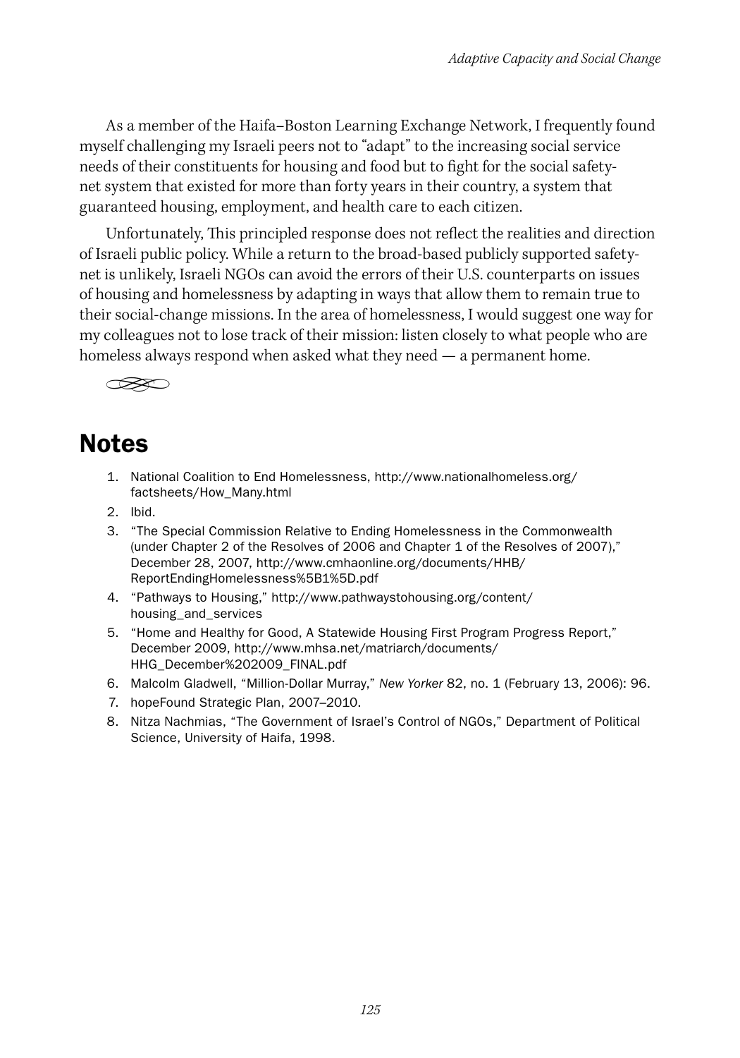As a member of the Haifa–Boston Learning Exchange Network, I frequently found myself challenging my Israeli peers not to "adapt" to the increasing social service needs of their constituents for housing and food but to fight for the social safety-net system that existed for more than forty years in their country, a system that guaranteed housing, employment, and health care to each citizen.

Unfortunately, This principled response does not reflect the realities and direction of Israeli public policy. While a return to the broad-based publicly supported safety-net is unlikely, Israeli NGOs can avoid the errors of their U.S. counterparts on issues of housing and homelessness by adapting in ways that allow them to remain true to their social-change missions. In the area of homelessness, I would suggest one way for my colleagues not to lose track of their mission: listen closely to what people who are homeless always respond when asked what they need — a permanent home.

## Notes

1. National Coalition to End Homelessness, http://www.nationalhomeless.org/factsheets/How_Many.html
2. Ibid.
3. "The Special Commission Relative to Ending Homelessness in the Commonwealth (under Chapter 2 of the Resolves of 2006 and Chapter 1 of the Resolves of 2007)," December 28, 2007, http://www.cmhaonline.org/documents/HHB/ReportEndingHomelessness%5B1%5D.pdf
4. "Pathways to Housing," http://www.pathwaystohousing.org/content/housing_and_services
5. "Home and Healthy for Good, A Statewide Housing First Program Progress Report," December 2009, http://www.mhsa.net/matriarch/documents/HHG_December%202009_FINAL.pdf
6. Malcolm Gladwell, "Million-Dollar Murray," *New Yorker* 82, no. 1 (February 13, 2006): 96.
7. hopeFound Strategic Plan, 2007–2010.
8. Nitza Nachmias, "The Government of Israel's Control of NGOs," Department of Political Science, University of Haifa, 1998.